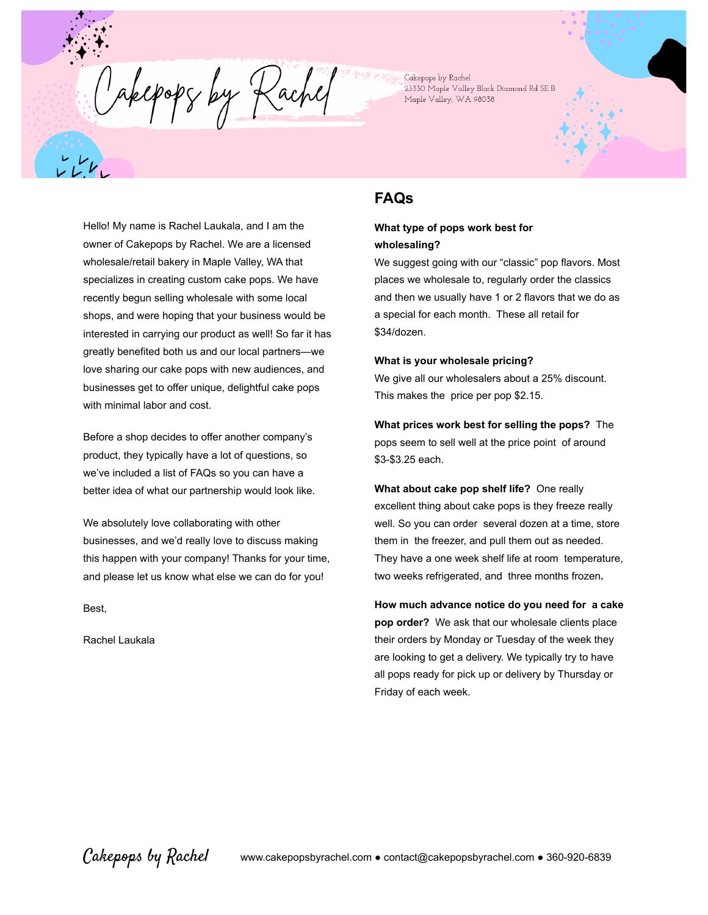# Cakepops by Rachel

Cakepops by Rachel
23330 Maple Valley Black Diamond Rd SE B
Maple Valley, WA 98038

Hello! My name is Rachel Laukala, and I am the owner of Cakepops by Rachel. We are a licensed wholesale/retail bakery in Maple Valley, WA that specializes in creating custom cake pops. We have recently begun selling wholesale with some local shops, and were hoping that your business would be interested in carrying our product as well! So far it has greatly benefited both us and our local partners—we love sharing our cake pops with new audiences, and businesses get to offer unique, delightful cake pops with minimal labor and cost.

Before a shop decides to offer another company's product, they typically have a lot of questions, so we've included a list of FAQs so you can have a better idea of what our partnership would look like.

We absolutely love collaborating with other businesses, and we'd really love to discuss making this happen with your company! Thanks for your time, and please let us know what else we can do for you!

Best,

Rachel Laukala

## FAQs

**What type of pops work best for wholesaling?**
We suggest going with our "classic" pop flavors. Most places we wholesale to, regularly order the classics and then we usually have 1 or 2 flavors that we do as a special for each month. These all retail for $34/dozen.

**What is your wholesale pricing?**
We give all our wholesalers about a 25% discount. This makes the price per pop $2.15.

**What prices work best for selling the pops?** The pops seem to sell well at the price point of around $3-$3.25 each.

**What about cake pop shelf life?** One really excellent thing about cake pops is they freeze really well. So you can order several dozen at a time, store them in the freezer, and pull them out as needed. They have a one week shelf life at room temperature, two weeks refrigerated, and three months frozen**.**

**How much advance notice do you need for a cake pop order?** We ask that our wholesale clients place their orders by Monday or Tuesday of the week they are looking to get a delivery. We typically try to have all pops ready for pick up or delivery by Thursday or Friday of each week.

Cakepops by Rachel    www.cakepopsbyrachel.com ● contact@cakepopsbyrachel.com ● 360-920-6839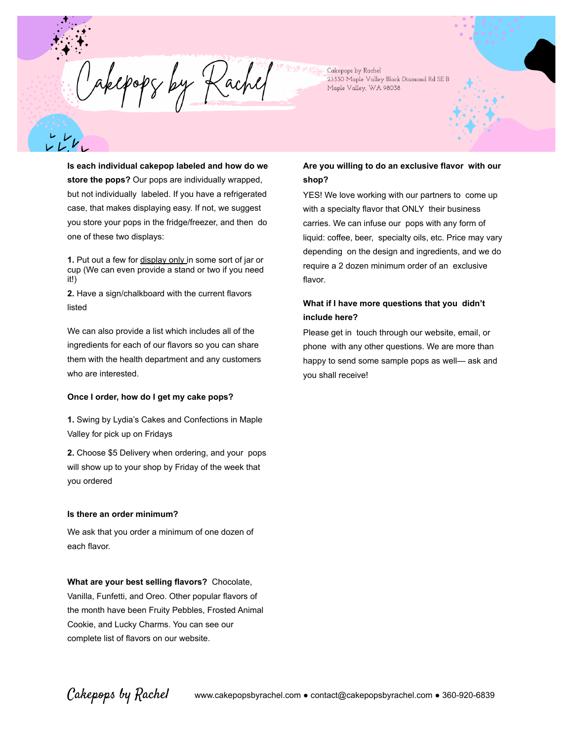# Cakepops by Rachel

Cakepops by Rachel
23330 Maple Valley Black Diamond Rd SE B
Maple Valley, WA 98038

**Is each individual cakepop labeled and how do we store the pops?** Our pops are individually wrapped, but not individually labeled. If you have a refrigerated case, that makes displaying easy. If not, we suggest you store your pops in the fridge/freezer, and then do one of these two displays:

**1.** Put out a few for display only in some sort of jar or cup (We can even provide a stand or two if you need it!)

**2.** Have a sign/chalkboard with the current flavors listed

We can also provide a list which includes all of the ingredients for each of our flavors so you can share them with the health department and any customers who are interested.

**Once I order, how do I get my cake pops?**

**1.** Swing by Lydia's Cakes and Confections in Maple Valley for pick up on Fridays

**2.** Choose $5 Delivery when ordering, and your pops will show up to your shop by Friday of the week that you ordered

**Is there an order minimum?**

We ask that you order a minimum of one dozen of each flavor.

**What are your best selling flavors?** Chocolate, Vanilla, Funfetti, and Oreo. Other popular flavors of the month have been Fruity Pebbles, Frosted Animal Cookie, and Lucky Charms. You can see our complete list of flavors on our website.

**Are you willing to do an exclusive flavor with our shop?**

YES! We love working with our partners to come up with a specialty flavor that ONLY their business carries. We can infuse our pops with any form of liquid: coffee, beer, specialty oils, etc. Price may vary depending on the design and ingredients, and we do require a 2 dozen minimum order of an exclusive flavor.

**What if I have more questions that you didn't include here?**

Please get in touch through our website, email, or phone with any other questions. We are more than happy to send some sample pops as well— ask and you shall receive!

Cakepops by Rachel www.cakepopsbyrachel.com ● contact@cakepopsbyrachel.com ● 360-920-6839